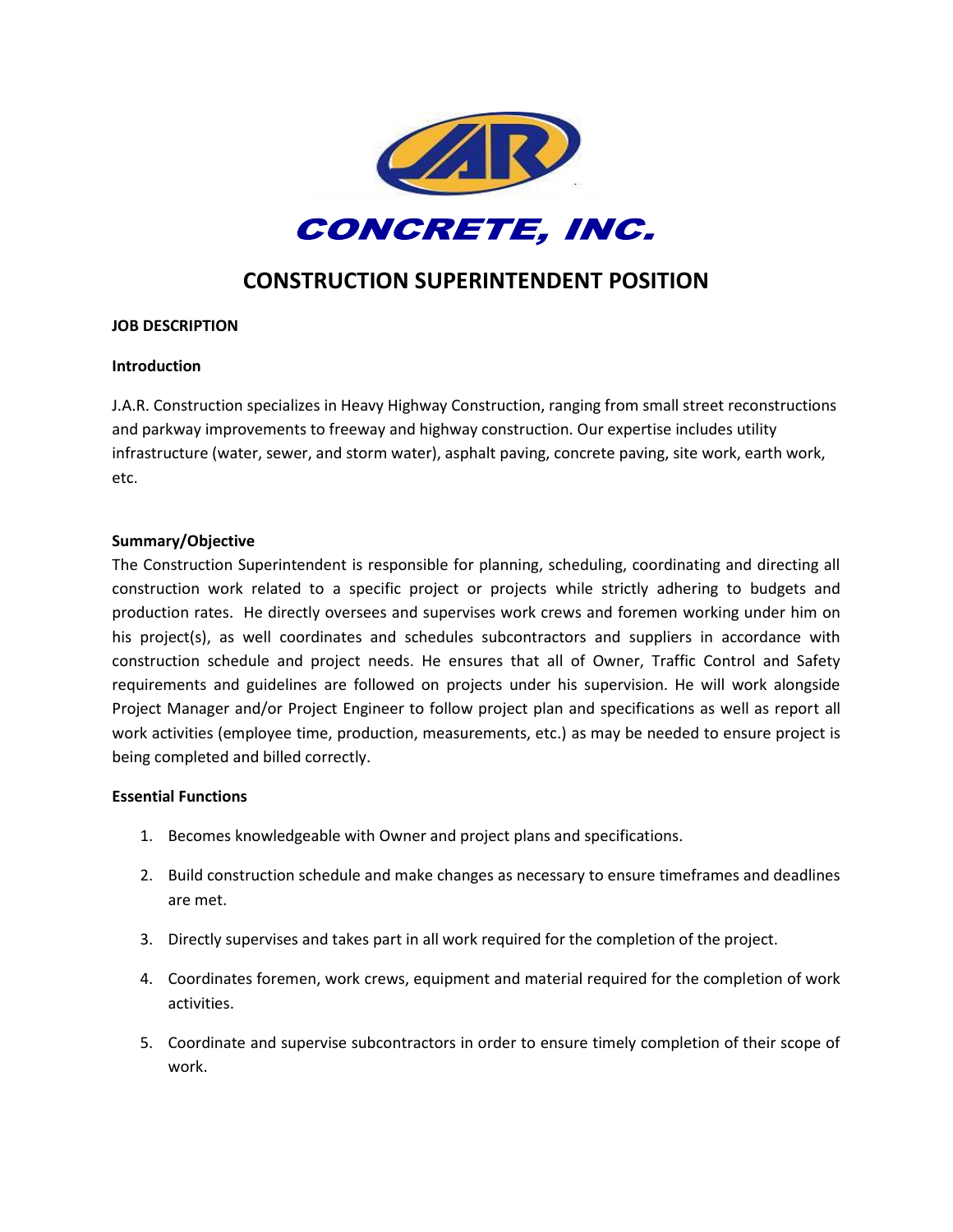CONCRETE, INC.

# CONSTRUCTION SUPERINTENDENT POSITION

**JOB DESCRIPTION**

**Introduction**

J.A.R. Construction specializes in Heavy Highway Construction, ranging from small street reconstructions and parkway improvements to freeway and highway construction. Our expertise includes utility infrastructure (water, sewer, and storm water), asphalt paving, concrete paving, site work, earth work, etc.

**Summary/Objective**

The Construction Superintendent is responsible for planning, scheduling, coordinating and directing all construction work related to a specific project or projects while strictly adhering to budgets and production rates. He directly oversees and supervises work crews and foremen working under him on his project(s), as well coordinates and schedules subcontractors and suppliers in accordance with construction schedule and project needs. He ensures that all of Owner, Traffic Control and Safety requirements and guidelines are followed on projects under his supervision. He will work alongside Project Manager and/or Project Engineer to follow project plan and specifications as well as report all work activities (employee time, production, measurements, etc.) as may be needed to ensure project is being completed and billed correctly.

**Essential Functions**

1. Becomes knowledgeable with Owner and project plans and specifications.
2. Build construction schedule and make changes as necessary to ensure timeframes and deadlines are met.
3. Directly supervises and takes part in all work required for the completion of the project.
4. Coordinates foremen, work crews, equipment and material required for the completion of work activities.
5. Coordinate and supervise subcontractors in order to ensure timely completion of their scope of work.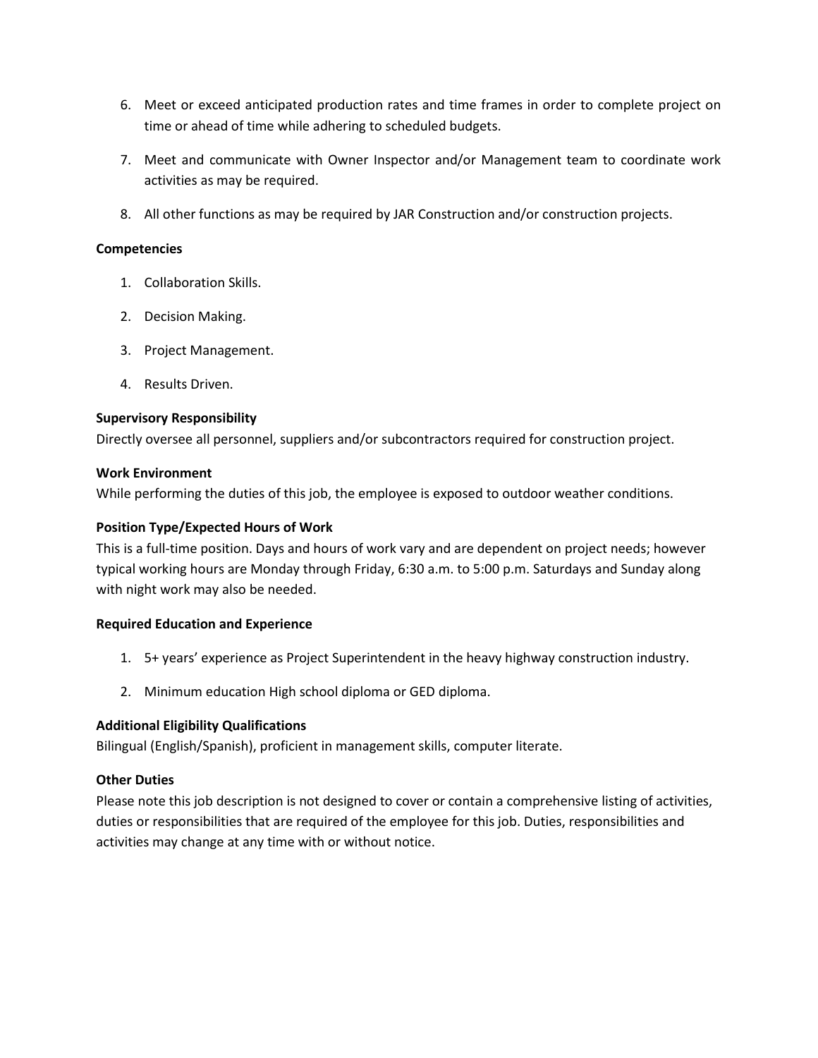6. Meet or exceed anticipated production rates and time frames in order to complete project on time or ahead of time while adhering to scheduled budgets.

7. Meet and communicate with Owner Inspector and/or Management team to coordinate work activities as may be required.

8. All other functions as may be required by JAR Construction and/or construction projects.

**Competencies**

1. Collaboration Skills.

2. Decision Making.

3. Project Management.

4. Results Driven.

**Supervisory Responsibility**

Directly oversee all personnel, suppliers and/or subcontractors required for construction project.

**Work Environment**

While performing the duties of this job, the employee is exposed to outdoor weather conditions.

**Position Type/Expected Hours of Work**

This is a full-time position. Days and hours of work vary and are dependent on project needs; however typical working hours are Monday through Friday, 6:30 a.m. to 5:00 p.m. Saturdays and Sunday along with night work may also be needed.

**Required Education and Experience**

1. 5+ years' experience as Project Superintendent in the heavy highway construction industry.

2. Minimum education High school diploma or GED diploma.

**Additional Eligibility Qualifications**

Bilingual (English/Spanish), proficient in management skills, computer literate.

**Other Duties**

Please note this job description is not designed to cover or contain a comprehensive listing of activities, duties or responsibilities that are required of the employee for this job. Duties, responsibilities and activities may change at any time with or without notice.